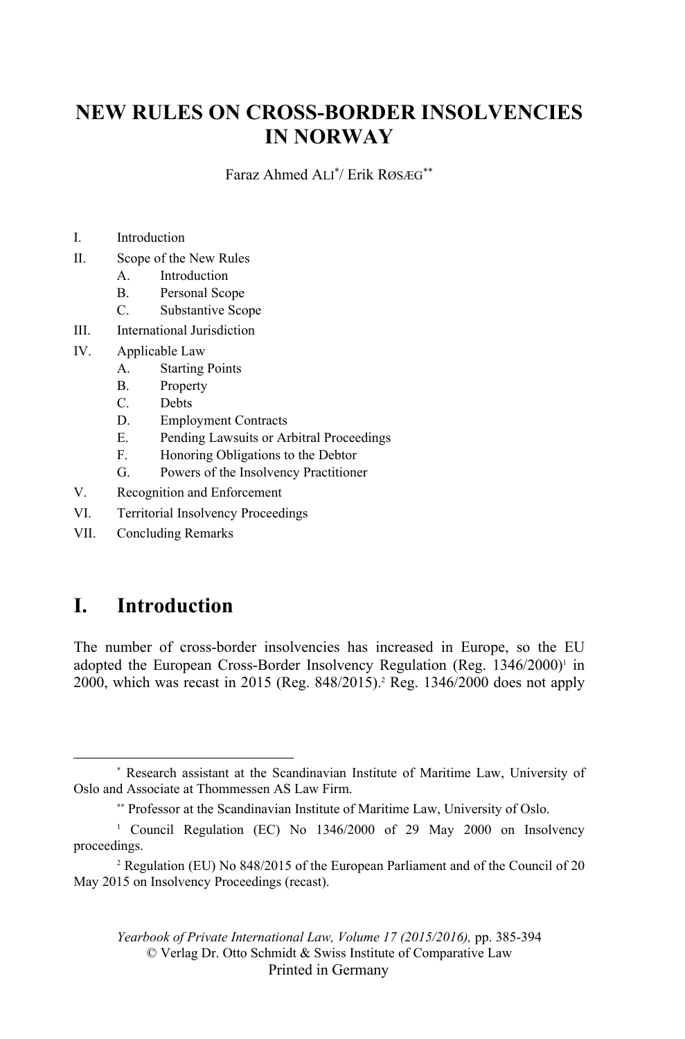# NEW RULES ON CROSS-BORDER INSOLVENCIES IN NORWAY

Faraz Ahmed ALI[*]/ Erik RØSÆG[**]

I. Introduction
II. Scope of the New Rules
   A. Introduction
   B. Personal Scope
   C. Substantive Scope
III. International Jurisdiction
IV. Applicable Law
   A. Starting Points
   B. Property
   C. Debts
   D. Employment Contracts
   E. Pending Lawsuits or Arbitral Proceedings
   F. Honoring Obligations to the Debtor
   G. Powers of the Insolvency Practitioner
V. Recognition and Enforcement
VI. Territorial Insolvency Proceedings
VII. Concluding Remarks

## I. Introduction

The number of cross-border insolvencies has increased in Europe, so the EU adopted the European Cross-Border Insolvency Regulation (Reg. 1346/2000)[1] in 2000, which was recast in 2015 (Reg. 848/2015).[2] Reg. 1346/2000 does not apply

---

[*] Research assistant at the Scandinavian Institute of Maritime Law, University of Oslo and Associate at Thommessen AS Law Firm.

[**] Professor at the Scandinavian Institute of Maritime Law, University of Oslo.

[1] Council Regulation (EC) No 1346/2000 of 29 May 2000 on Insolvency proceedings.

[2] Regulation (EU) No 848/2015 of the European Parliament and of the Council of 20 May 2015 on Insolvency Proceedings (recast).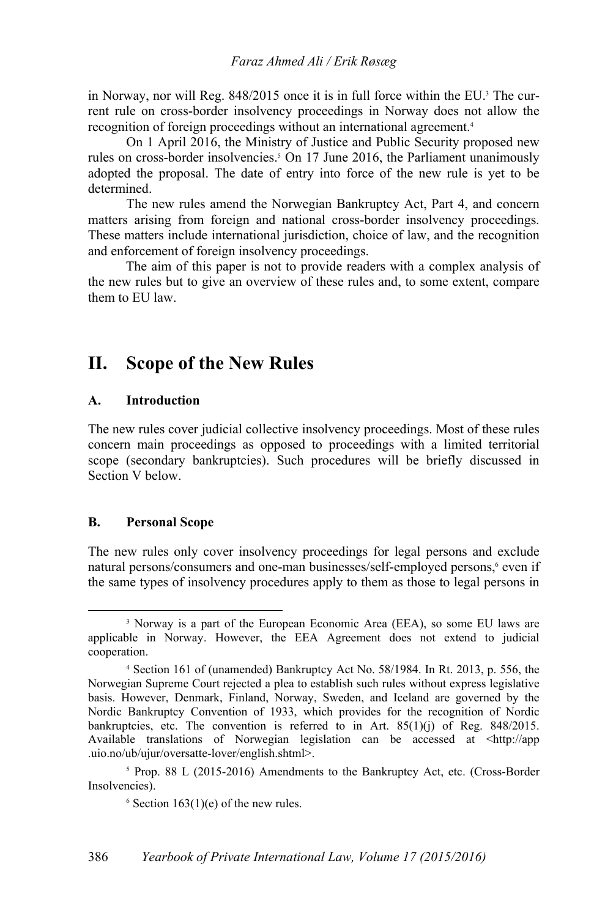in Norway, nor will Reg. 848/2015 once it is in full force within the EU.[3] The current rule on cross-border insolvency proceedings in Norway does not allow the recognition of foreign proceedings without an international agreement.[4]

On 1 April 2016, the Ministry of Justice and Public Security proposed new rules on cross-border insolvencies.[5] On 17 June 2016, the Parliament unanimously adopted the proposal. The date of entry into force of the new rule is yet to be determined.

The new rules amend the Norwegian Bankruptcy Act, Part 4, and concern matters arising from foreign and national cross-border insolvency proceedings. These matters include international jurisdiction, choice of law, and the recognition and enforcement of foreign insolvency proceedings.

The aim of this paper is not to provide readers with a complex analysis of the new rules but to give an overview of these rules and, to some extent, compare them to EU law.

## II. Scope of the New Rules

### A. Introduction

The new rules cover judicial collective insolvency proceedings. Most of these rules concern main proceedings as opposed to proceedings with a limited territorial scope (secondary bankruptcies). Such procedures will be briefly discussed in Section V below.

### B. Personal Scope

The new rules only cover insolvency proceedings for legal persons and exclude natural persons/consumers and one-man businesses/self-employed persons,[6] even if the same types of insolvency procedures apply to them as those to legal persons in

---

[3] Norway is a part of the European Economic Area (EEA), so some EU laws are applicable in Norway. However, the EEA Agreement does not extend to judicial cooperation.

[4] Section 161 of (unamended) Bankruptcy Act No. 58/1984. In Rt. 2013, p. 556, the Norwegian Supreme Court rejected a plea to establish such rules without express legislative basis. However, Denmark, Finland, Norway, Sweden, and Iceland are governed by the Nordic Bankruptcy Convention of 1933, which provides for the recognition of Nordic bankruptcies, etc. The convention is referred to in Art. 85(1)(j) of Reg. 848/2015. Available translations of Norwegian legislation can be accessed at <http://app.uio.no/ub/ujur/oversatte-lover/english.shtml>.

[5] Prop. 88 L (2015-2016) Amendments to the Bankruptcy Act, etc. (Cross-Border Insolvencies).

[6] Section 163(1)(e) of the new rules.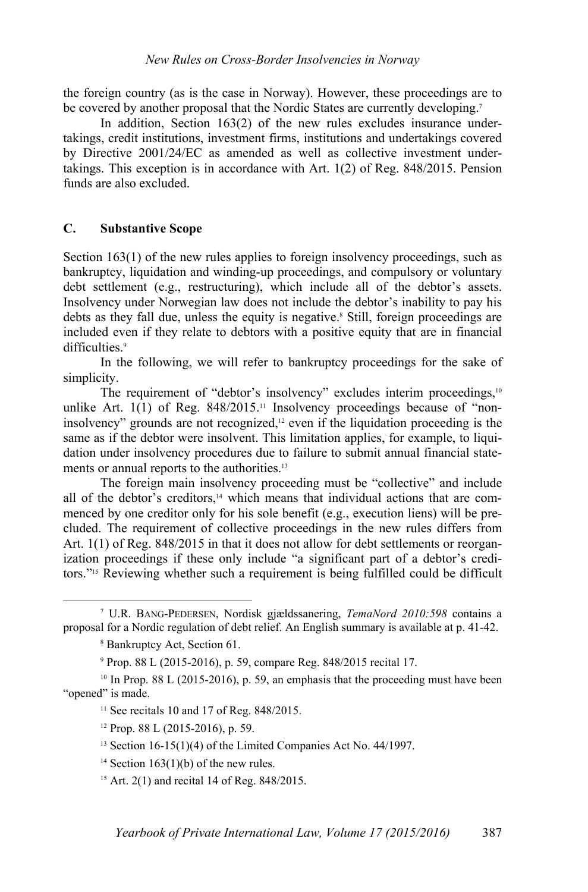the foreign country (as is the case in Norway). However, these proceedings are to be covered by another proposal that the Nordic States are currently developing.[7]

In addition, Section 163(2) of the new rules excludes insurance undertakings, credit institutions, investment firms, institutions and undertakings covered by Directive 2001/24/EC as amended as well as collective investment undertakings. This exception is in accordance with Art. 1(2) of Reg. 848/2015. Pension funds are also excluded.

## C. Substantive Scope

Section 163(1) of the new rules applies to foreign insolvency proceedings, such as bankruptcy, liquidation and winding-up proceedings, and compulsory or voluntary debt settlement (e.g., restructuring), which include all of the debtor's assets. Insolvency under Norwegian law does not include the debtor's inability to pay his debts as they fall due, unless the equity is negative.[8] Still, foreign proceedings are included even if they relate to debtors with a positive equity that are in financial difficulties.[9]

In the following, we will refer to bankruptcy proceedings for the sake of simplicity.

The requirement of "debtor's insolvency" excludes interim proceedings,[10] unlike Art. 1(1) of Reg. 848/2015.[11] Insolvency proceedings because of "non-insolvency" grounds are not recognized,[12] even if the liquidation proceeding is the same as if the debtor were insolvent. This limitation applies, for example, to liquidation under insolvency procedures due to failure to submit annual financial statements or annual reports to the authorities.[13]

The foreign main insolvency proceeding must be "collective" and include all of the debtor's creditors,[14] which means that individual actions that are commenced by one creditor only for his sole benefit (e.g., execution liens) will be precluded. The requirement of collective proceedings in the new rules differs from Art. 1(1) of Reg. 848/2015 in that it does not allow for debt settlements or reorganization proceedings if these only include "a significant part of a debtor's creditors."[15] Reviewing whether such a requirement is being fulfilled could be difficult

---

[7] U.R. Bang-Pedersen, Nordisk gjældssanering, *TemaNord 2010:598* contains a proposal for a Nordic regulation of debt relief. An English summary is available at p. 41-42.

[8] Bankruptcy Act, Section 61.

[9] Prop. 88 L (2015-2016), p. 59, compare Reg. 848/2015 recital 17.

[10] In Prop. 88 L (2015-2016), p. 59, an emphasis that the proceeding must have been "opened" is made.

[11] See recitals 10 and 17 of Reg. 848/2015.

[12] Prop. 88 L (2015-2016), p. 59.

[13] Section 16-15(1)(4) of the Limited Companies Act No. 44/1997.

[14] Section 163(1)(b) of the new rules.

[15] Art. 2(1) and recital 14 of Reg. 848/2015.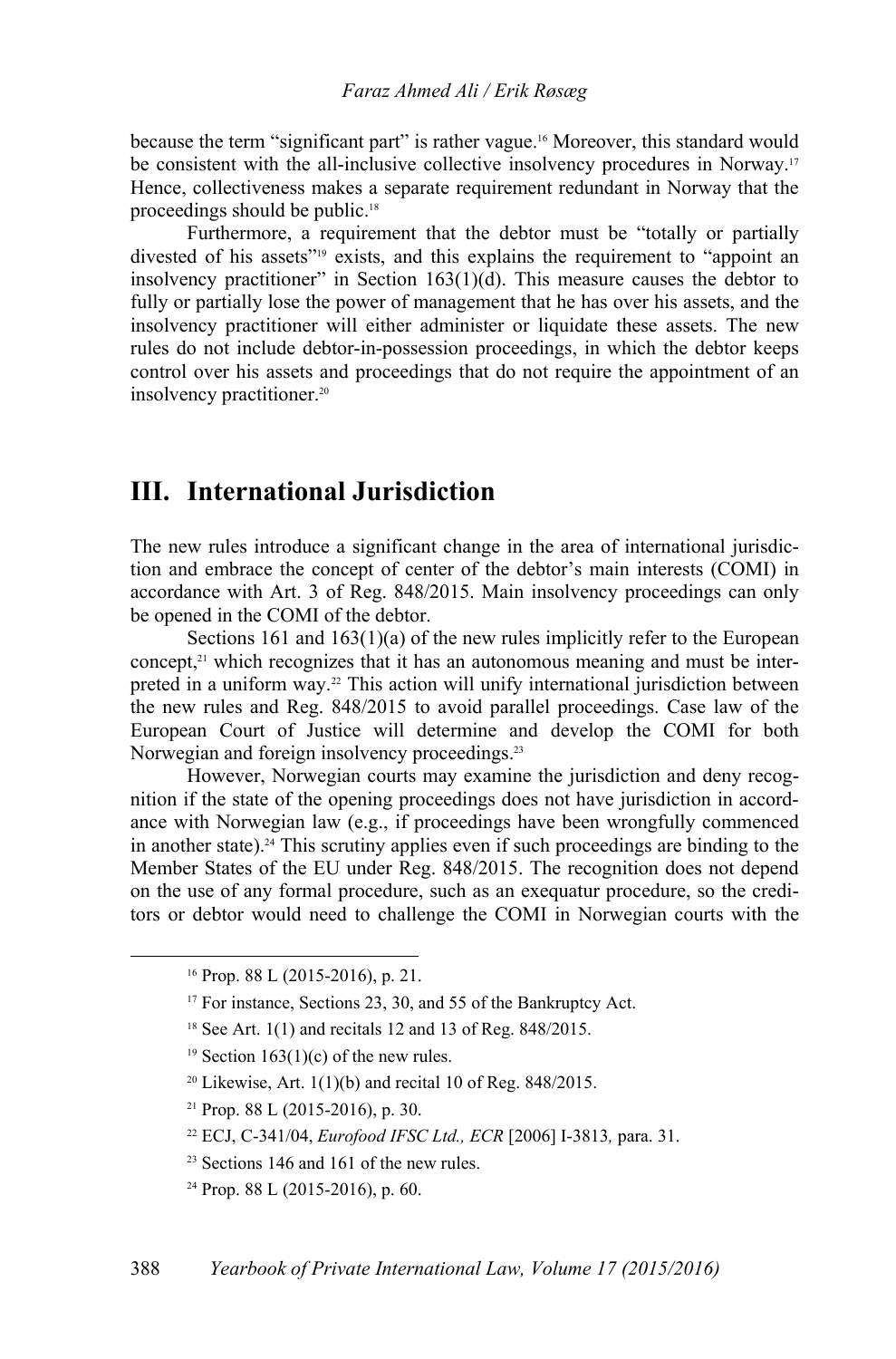because the term "significant part" is rather vague.[16] Moreover, this standard would be consistent with the all-inclusive collective insolvency procedures in Norway.[17] Hence, collectiveness makes a separate requirement redundant in Norway that the proceedings should be public.[18]

Furthermore, a requirement that the debtor must be "totally or partially divested of his assets"[19] exists, and this explains the requirement to "appoint an insolvency practitioner" in Section 163(1)(d). This measure causes the debtor to fully or partially lose the power of management that he has over his assets, and the insolvency practitioner will either administer or liquidate these assets. The new rules do not include debtor-in-possession proceedings, in which the debtor keeps control over his assets and proceedings that do not require the appointment of an insolvency practitioner.[20]

## III. International Jurisdiction

The new rules introduce a significant change in the area of international jurisdiction and embrace the concept of center of the debtor's main interests (COMI) in accordance with Art. 3 of Reg. 848/2015. Main insolvency proceedings can only be opened in the COMI of the debtor.

Sections 161 and 163(1)(a) of the new rules implicitly refer to the European concept,[21] which recognizes that it has an autonomous meaning and must be interpreted in a uniform way.[22] This action will unify international jurisdiction between the new rules and Reg. 848/2015 to avoid parallel proceedings. Case law of the European Court of Justice will determine and develop the COMI for both Norwegian and foreign insolvency proceedings.[23]

However, Norwegian courts may examine the jurisdiction and deny recognition if the state of the opening proceedings does not have jurisdiction in accordance with Norwegian law (e.g., if proceedings have been wrongfully commenced in another state).[24] This scrutiny applies even if such proceedings are binding to the Member States of the EU under Reg. 848/2015. The recognition does not depend on the use of any formal procedure, such as an exequatur procedure, so the creditors or debtor would need to challenge the COMI in Norwegian courts with the

---

[16] Prop. 88 L (2015-2016), p. 21.

[17] For instance, Sections 23, 30, and 55 of the Bankruptcy Act.

[18] See Art. 1(1) and recitals 12 and 13 of Reg. 848/2015.

[19] Section 163(1)(c) of the new rules.

[20] Likewise, Art. 1(1)(b) and recital 10 of Reg. 848/2015.

[21] Prop. 88 L (2015-2016), p. 30.

[22] ECJ, C-341/04, *Eurofood IFSC Ltd., ECR* [2006] I-3813*,* para. 31.

[23] Sections 146 and 161 of the new rules.

[24] Prop. 88 L (2015-2016), p. 60.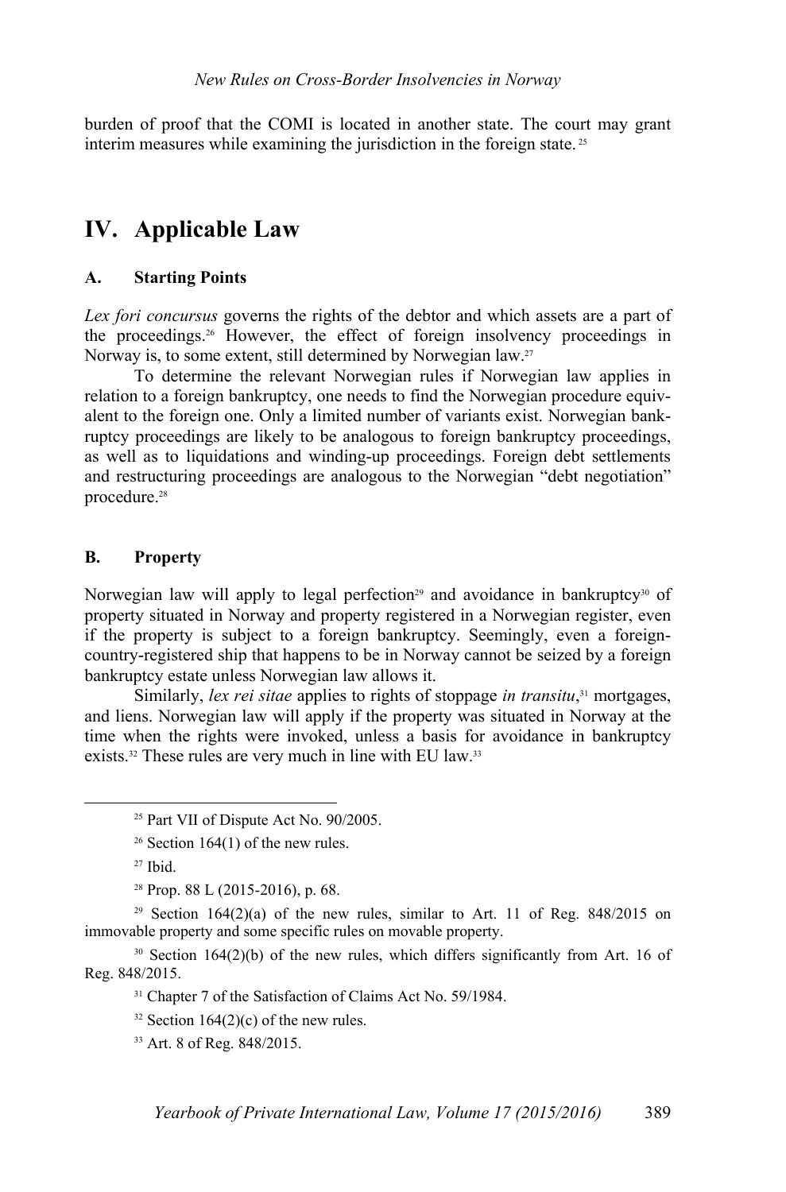burden of proof that the COMI is located in another state. The court may grant interim measures while examining the jurisdiction in the foreign state.[25]

## IV. Applicable Law

### A. Starting Points

*Lex fori concursus* governs the rights of the debtor and which assets are a part of the proceedings.[26] However, the effect of foreign insolvency proceedings in Norway is, to some extent, still determined by Norwegian law.[27]

To determine the relevant Norwegian rules if Norwegian law applies in relation to a foreign bankruptcy, one needs to find the Norwegian procedure equivalent to the foreign one. Only a limited number of variants exist. Norwegian bankruptcy proceedings are likely to be analogous to foreign bankruptcy proceedings, as well as to liquidations and winding-up proceedings. Foreign debt settlements and restructuring proceedings are analogous to the Norwegian "debt negotiation" procedure.[28]

### B. Property

Norwegian law will apply to legal perfection[29] and avoidance in bankruptcy[30] of property situated in Norway and property registered in a Norwegian register, even if the property is subject to a foreign bankruptcy. Seemingly, even a foreign-country-registered ship that happens to be in Norway cannot be seized by a foreign bankruptcy estate unless Norwegian law allows it.

Similarly, *lex rei sitae* applies to rights of stoppage *in transitu*,[31] mortgages, and liens. Norwegian law will apply if the property was situated in Norway at the time when the rights were invoked, unless a basis for avoidance in bankruptcy exists.[32] These rules are very much in line with EU law.[33]

---

[25] Part VII of Dispute Act No. 90/2005.

[26] Section 164(1) of the new rules.

[27] Ibid.

[28] Prop. 88 L (2015-2016), p. 68.

[29] Section 164(2)(a) of the new rules, similar to Art. 11 of Reg. 848/2015 on immovable property and some specific rules on movable property.

[30] Section 164(2)(b) of the new rules, which differs significantly from Art. 16 of Reg. 848/2015.

[31] Chapter 7 of the Satisfaction of Claims Act No. 59/1984.

[32] Section 164(2)(c) of the new rules.

[33] Art. 8 of Reg. 848/2015.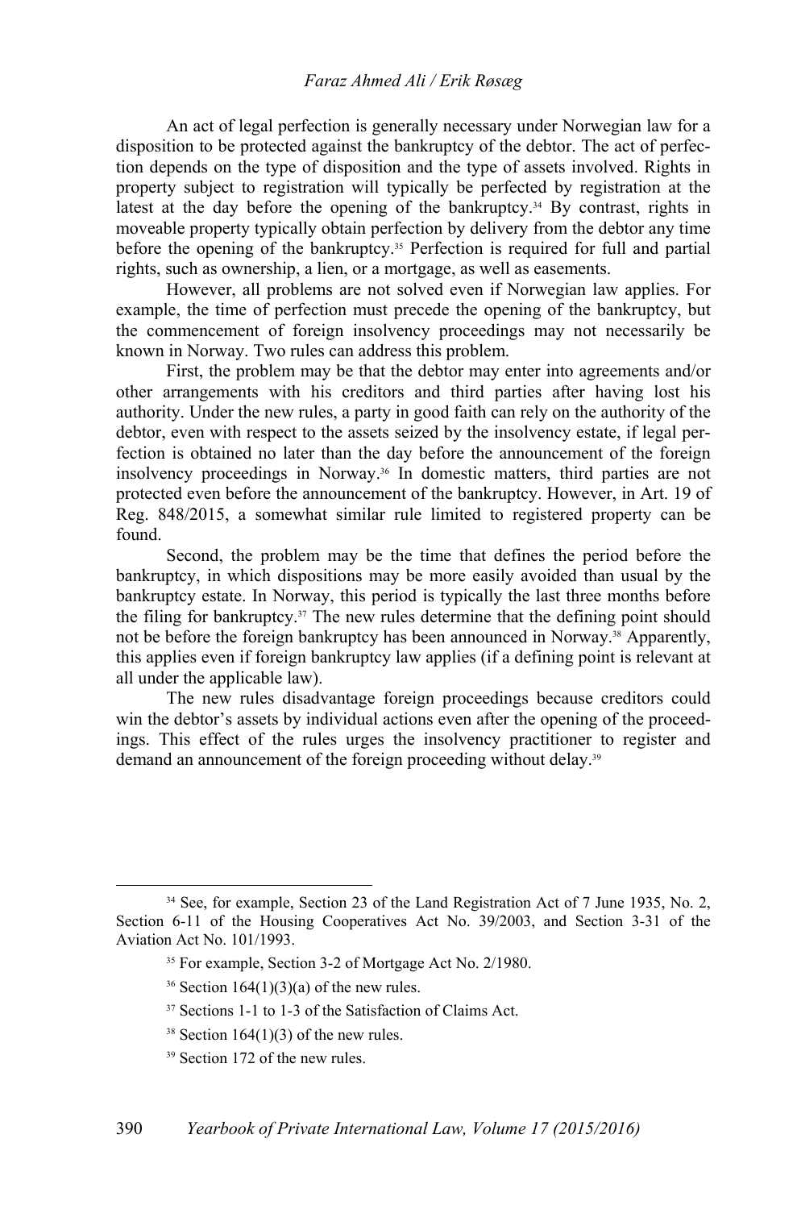An act of legal perfection is generally necessary under Norwegian law for a disposition to be protected against the bankruptcy of the debtor. The act of perfection depends on the type of disposition and the type of assets involved. Rights in property subject to registration will typically be perfected by registration at the latest at the day before the opening of the bankruptcy.[34] By contrast, rights in moveable property typically obtain perfection by delivery from the debtor any time before the opening of the bankruptcy.[35] Perfection is required for full and partial rights, such as ownership, a lien, or a mortgage, as well as easements.

However, all problems are not solved even if Norwegian law applies. For example, the time of perfection must precede the opening of the bankruptcy, but the commencement of foreign insolvency proceedings may not necessarily be known in Norway. Two rules can address this problem.

First, the problem may be that the debtor may enter into agreements and/or other arrangements with his creditors and third parties after having lost his authority. Under the new rules, a party in good faith can rely on the authority of the debtor, even with respect to the assets seized by the insolvency estate, if legal perfection is obtained no later than the day before the announcement of the foreign insolvency proceedings in Norway.[36] In domestic matters, third parties are not protected even before the announcement of the bankruptcy. However, in Art. 19 of Reg. 848/2015, a somewhat similar rule limited to registered property can be found.

Second, the problem may be the time that defines the period before the bankruptcy, in which dispositions may be more easily avoided than usual by the bankruptcy estate. In Norway, this period is typically the last three months before the filing for bankruptcy.[37] The new rules determine that the defining point should not be before the foreign bankruptcy has been announced in Norway.[38] Apparently, this applies even if foreign bankruptcy law applies (if a defining point is relevant at all under the applicable law).

The new rules disadvantage foreign proceedings because creditors could win the debtor's assets by individual actions even after the opening of the proceedings. This effect of the rules urges the insolvency practitioner to register and demand an announcement of the foreign proceeding without delay.[39]

---

[34] See, for example, Section 23 of the Land Registration Act of 7 June 1935, No. 2, Section 6-11 of the Housing Cooperatives Act No. 39/2003, and Section 3-31 of the Aviation Act No. 101/1993.

[35] For example, Section 3-2 of Mortgage Act No. 2/1980.

[36] Section 164(1)(3)(a) of the new rules.

[37] Sections 1-1 to 1-3 of the Satisfaction of Claims Act.

[38] Section 164(1)(3) of the new rules.

[39] Section 172 of the new rules.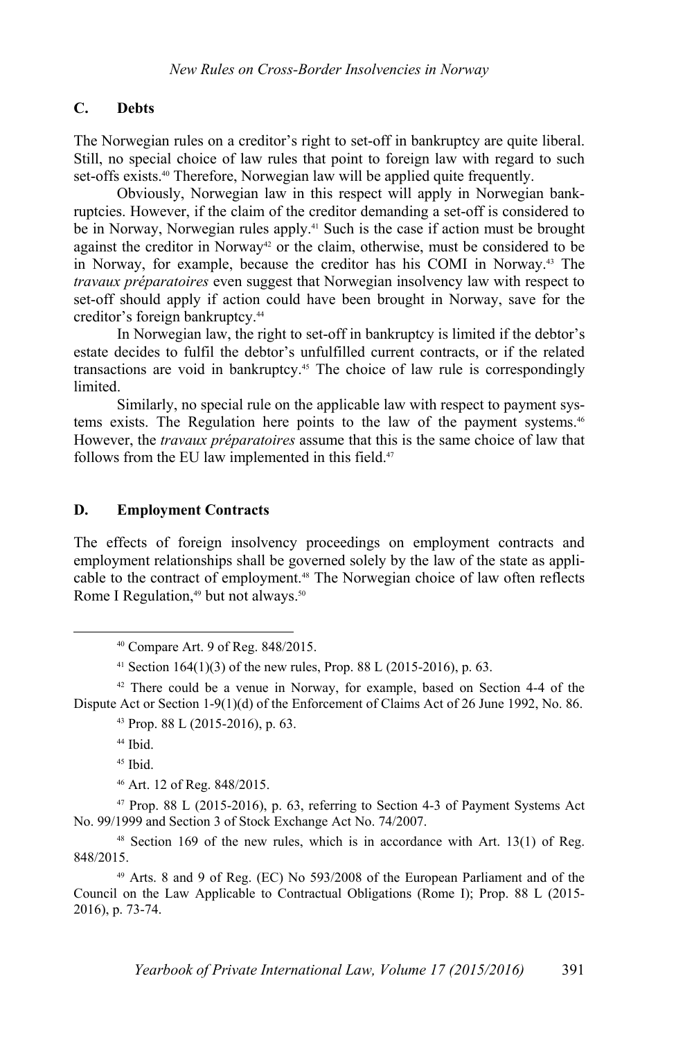## C. Debts

The Norwegian rules on a creditor's right to set-off in bankruptcy are quite liberal. Still, no special choice of law rules that point to foreign law with regard to such set-offs exists.[40] Therefore, Norwegian law will be applied quite frequently.

Obviously, Norwegian law in this respect will apply in Norwegian bankruptcies. However, if the claim of the creditor demanding a set-off is considered to be in Norway, Norwegian rules apply.[41] Such is the case if action must be brought against the creditor in Norway[42] or the claim, otherwise, must be considered to be in Norway, for example, because the creditor has his COMI in Norway.[43] The *travaux préparatoires* even suggest that Norwegian insolvency law with respect to set-off should apply if action could have been brought in Norway, save for the creditor's foreign bankruptcy.[44]

In Norwegian law, the right to set-off in bankruptcy is limited if the debtor's estate decides to fulfil the debtor's unfulfilled current contracts, or if the related transactions are void in bankruptcy.[45] The choice of law rule is correspondingly limited.

Similarly, no special rule on the applicable law with respect to payment systems exists. The Regulation here points to the law of the payment systems.[46] However, the *travaux préparatoires* assume that this is the same choice of law that follows from the EU law implemented in this field.[47]

## D. Employment Contracts

The effects of foreign insolvency proceedings on employment contracts and employment relationships shall be governed solely by the law of the state as applicable to the contract of employment.[48] The Norwegian choice of law often reflects Rome I Regulation,[49] but not always.[50]

---

[40] Compare Art. 9 of Reg. 848/2015.

[41] Section 164(1)(3) of the new rules, Prop. 88 L (2015-2016), p. 63.

[42] There could be a venue in Norway, for example, based on Section 4-4 of the Dispute Act or Section 1-9(1)(d) of the Enforcement of Claims Act of 26 June 1992, No. 86.

[43] Prop. 88 L (2015-2016), p. 63.

[44] Ibid.

[45] Ibid.

[46] Art. 12 of Reg. 848/2015.

[47] Prop. 88 L (2015-2016), p. 63, referring to Section 4-3 of Payment Systems Act No. 99/1999 and Section 3 of Stock Exchange Act No. 74/2007.

[48] Section 169 of the new rules, which is in accordance with Art. 13(1) of Reg. 848/2015.

[49] Arts. 8 and 9 of Reg. (EC) No 593/2008 of the European Parliament and of the Council on the Law Applicable to Contractual Obligations (Rome I); Prop. 88 L (2015-2016), p. 73-74.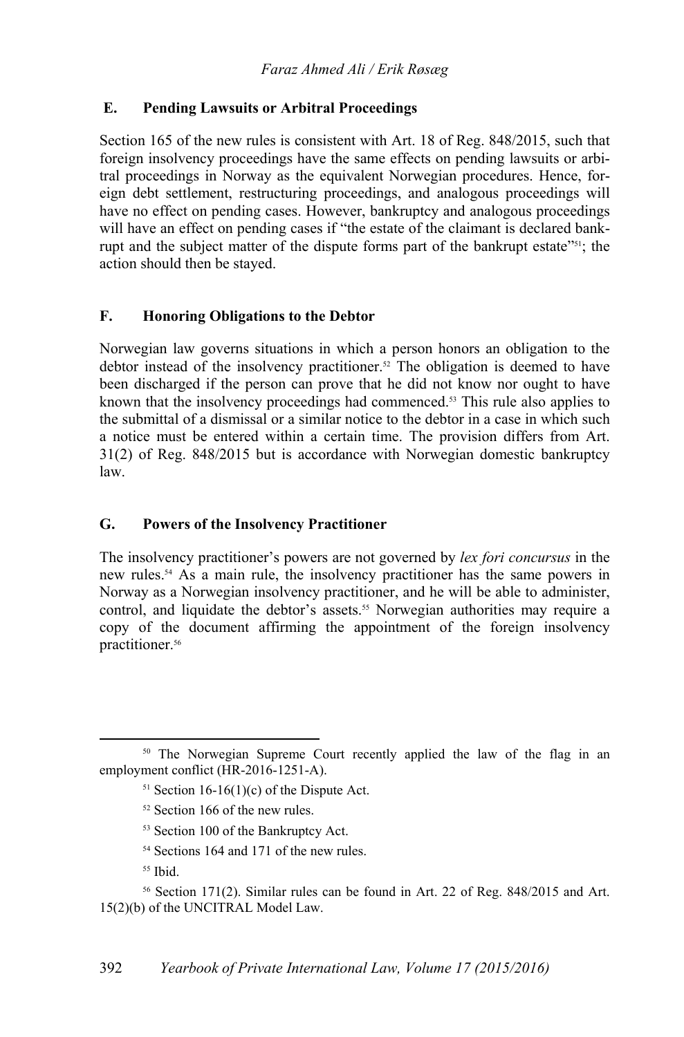## E. Pending Lawsuits or Arbitral Proceedings

Section 165 of the new rules is consistent with Art. 18 of Reg. 848/2015, such that foreign insolvency proceedings have the same effects on pending lawsuits or arbitral proceedings in Norway as the equivalent Norwegian procedures. Hence, foreign debt settlement, restructuring proceedings, and analogous proceedings will have no effect on pending cases. However, bankruptcy and analogous proceedings will have an effect on pending cases if "the estate of the claimant is declared bankrupt and the subject matter of the dispute forms part of the bankrupt estate"[51]; the action should then be stayed.

## F. Honoring Obligations to the Debtor

Norwegian law governs situations in which a person honors an obligation to the debtor instead of the insolvency practitioner.[52] The obligation is deemed to have been discharged if the person can prove that he did not know nor ought to have known that the insolvency proceedings had commenced.[53] This rule also applies to the submittal of a dismissal or a similar notice to the debtor in a case in which such a notice must be entered within a certain time. The provision differs from Art. 31(2) of Reg. 848/2015 but is accordance with Norwegian domestic bankruptcy law.

## G. Powers of the Insolvency Practitioner

The insolvency practitioner's powers are not governed by *lex fori concursus* in the new rules.[54] As a main rule, the insolvency practitioner has the same powers in Norway as a Norwegian insolvency practitioner, and he will be able to administer, control, and liquidate the debtor's assets.[55] Norwegian authorities may require a copy of the document affirming the appointment of the foreign insolvency practitioner.[56]

---

[50] The Norwegian Supreme Court recently applied the law of the flag in an employment conflict (HR-2016-1251-A).

[51] Section 16-16(1)(c) of the Dispute Act.

[52] Section 166 of the new rules.

[53] Section 100 of the Bankruptcy Act.

[54] Sections 164 and 171 of the new rules.

[55] Ibid.

[56] Section 171(2). Similar rules can be found in Art. 22 of Reg. 848/2015 and Art. 15(2)(b) of the UNCITRAL Model Law.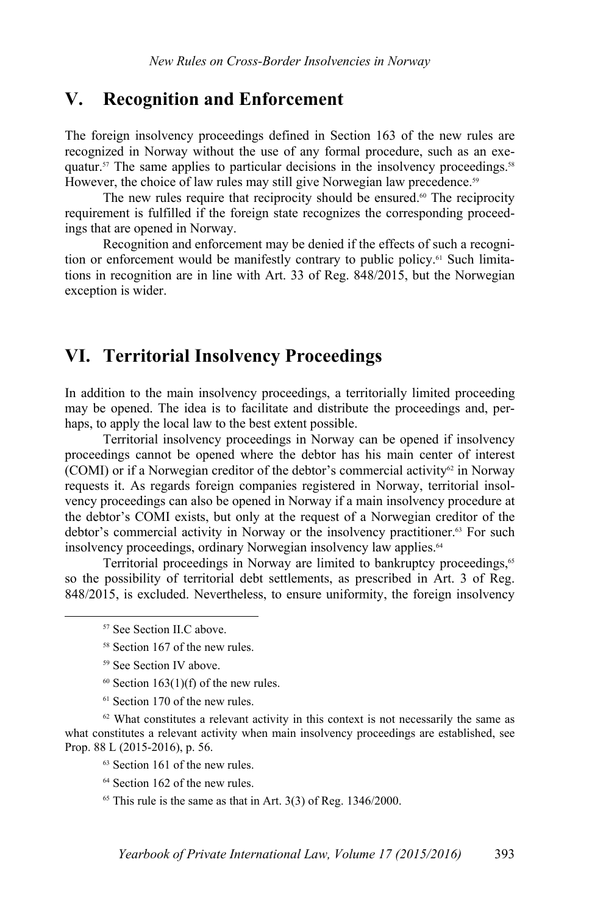## V. Recognition and Enforcement

The foreign insolvency proceedings defined in Section 163 of the new rules are recognized in Norway without the use of any formal procedure, such as an exequatur.[57] The same applies to particular decisions in the insolvency proceedings.[58] However, the choice of law rules may still give Norwegian law precedence.[59]

The new rules require that reciprocity should be ensured.[60] The reciprocity requirement is fulfilled if the foreign state recognizes the corresponding proceedings that are opened in Norway.

Recognition and enforcement may be denied if the effects of such a recognition or enforcement would be manifestly contrary to public policy.[61] Such limitations in recognition are in line with Art. 33 of Reg. 848/2015, but the Norwegian exception is wider.

## VI. Territorial Insolvency Proceedings

In addition to the main insolvency proceedings, a territorially limited proceeding may be opened. The idea is to facilitate and distribute the proceedings and, perhaps, to apply the local law to the best extent possible.

Territorial insolvency proceedings in Norway can be opened if insolvency proceedings cannot be opened where the debtor has his main center of interest (COMI) or if a Norwegian creditor of the debtor's commercial activity[62] in Norway requests it. As regards foreign companies registered in Norway, territorial insolvency proceedings can also be opened in Norway if a main insolvency procedure at the debtor's COMI exists, but only at the request of a Norwegian creditor of the debtor's commercial activity in Norway or the insolvency practitioner.[63] For such insolvency proceedings, ordinary Norwegian insolvency law applies.[64]

Territorial proceedings in Norway are limited to bankruptcy proceedings,[65] so the possibility of territorial debt settlements, as prescribed in Art. 3 of Reg. 848/2015, is excluded. Nevertheless, to ensure uniformity, the foreign insolvency

---

[57] See Section II.C above.

[58] Section 167 of the new rules.

[59] See Section IV above.

[60] Section 163(1)(f) of the new rules.

[61] Section 170 of the new rules.

[62] What constitutes a relevant activity in this context is not necessarily the same as what constitutes a relevant activity when main insolvency proceedings are established, see Prop. 88 L (2015-2016), p. 56.

[63] Section 161 of the new rules.

[64] Section 162 of the new rules.

[65] This rule is the same as that in Art. 3(3) of Reg. 1346/2000.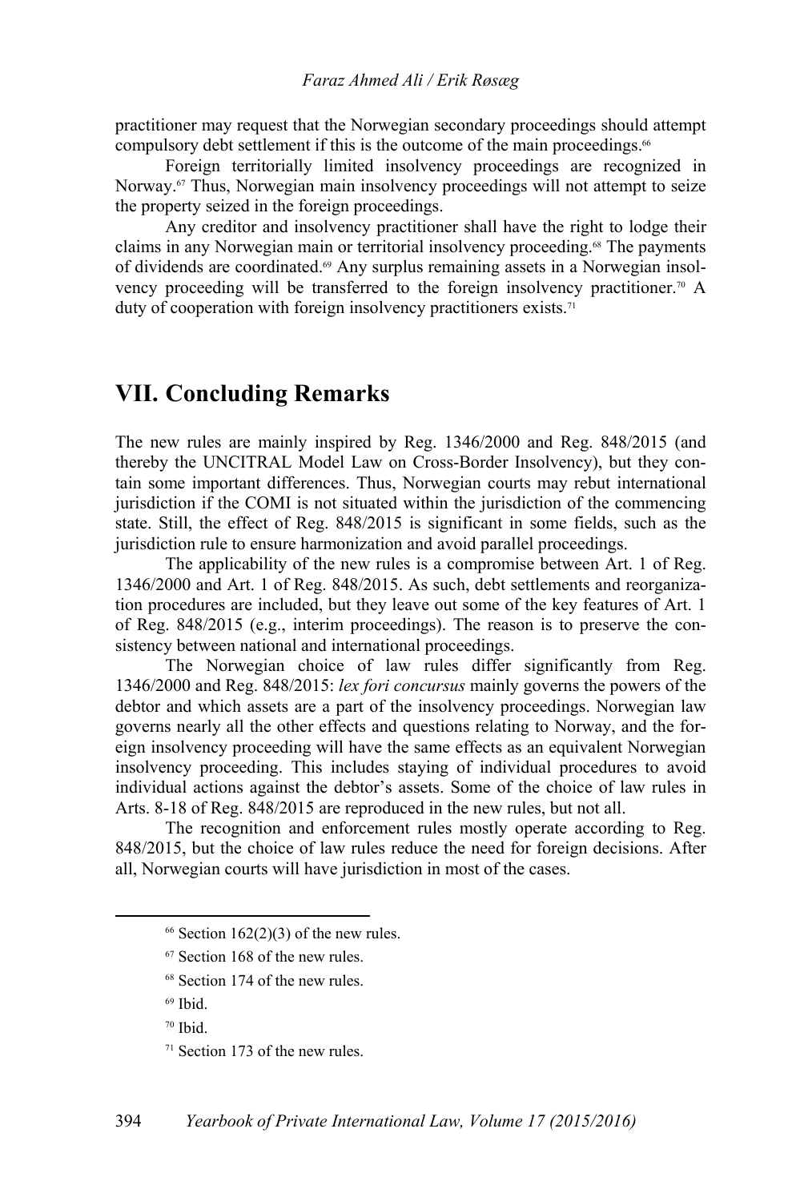practitioner may request that the Norwegian secondary proceedings should attempt compulsory debt settlement if this is the outcome of the main proceedings.[66]

Foreign territorially limited insolvency proceedings are recognized in Norway.[67] Thus, Norwegian main insolvency proceedings will not attempt to seize the property seized in the foreign proceedings.

Any creditor and insolvency practitioner shall have the right to lodge their claims in any Norwegian main or territorial insolvency proceeding.[68] The payments of dividends are coordinated.[69] Any surplus remaining assets in a Norwegian insolvency proceeding will be transferred to the foreign insolvency practitioner.[70] A duty of cooperation with foreign insolvency practitioners exists.[71]

## VII. Concluding Remarks

The new rules are mainly inspired by Reg. 1346/2000 and Reg. 848/2015 (and thereby the UNCITRAL Model Law on Cross-Border Insolvency), but they contain some important differences. Thus, Norwegian courts may rebut international jurisdiction if the COMI is not situated within the jurisdiction of the commencing state. Still, the effect of Reg. 848/2015 is significant in some fields, such as the jurisdiction rule to ensure harmonization and avoid parallel proceedings.

The applicability of the new rules is a compromise between Art. 1 of Reg. 1346/2000 and Art. 1 of Reg. 848/2015. As such, debt settlements and reorganization procedures are included, but they leave out some of the key features of Art. 1 of Reg. 848/2015 (e.g., interim proceedings). The reason is to preserve the consistency between national and international proceedings.

The Norwegian choice of law rules differ significantly from Reg. 1346/2000 and Reg. 848/2015: *lex fori concursus* mainly governs the powers of the debtor and which assets are a part of the insolvency proceedings. Norwegian law governs nearly all the other effects and questions relating to Norway, and the foreign insolvency proceeding will have the same effects as an equivalent Norwegian insolvency proceeding. This includes staying of individual procedures to avoid individual actions against the debtor's assets. Some of the choice of law rules in Arts. 8-18 of Reg. 848/2015 are reproduced in the new rules, but not all.

The recognition and enforcement rules mostly operate according to Reg. 848/2015, but the choice of law rules reduce the need for foreign decisions. After all, Norwegian courts will have jurisdiction in most of the cases.

---

[66] Section 162(2)(3) of the new rules.

[67] Section 168 of the new rules.

[68] Section 174 of the new rules.

[69] Ibid.

[70] Ibid.

[71] Section 173 of the new rules.